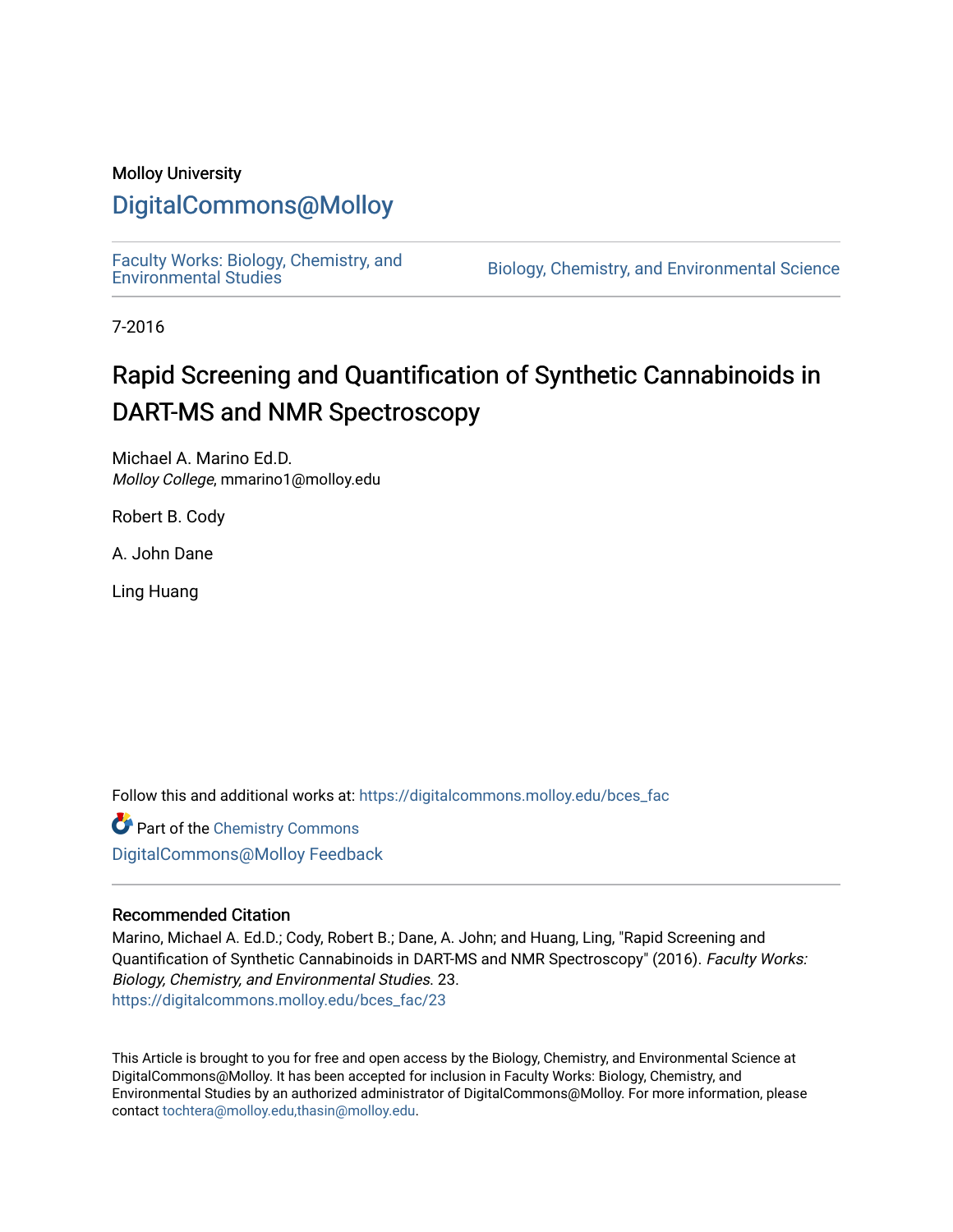Molloy University

# DigitalCommons@Molloy

Faculty Works: Biology, Chemistry, and Environmental Studies

Biology, Chemistry, and Environmental Science

7-2016

# Rapid Screening and Quantification of Synthetic Cannabinoids in DART-MS and NMR Spectroscopy

Michael A. Marino Ed.D.
*Molloy College*, mmarino1@molloy.edu

Robert B. Cody

A. John Dane

Ling Huang

Follow this and additional works at: https://digitalcommons.molloy.edu/bces_fac

Part of the Chemistry Commons

DigitalCommons@Molloy Feedback

## Recommended Citation

Marino, Michael A. Ed.D.; Cody, Robert B.; Dane, A. John; and Huang, Ling, "Rapid Screening and Quantification of Synthetic Cannabinoids in DART-MS and NMR Spectroscopy" (2016). *Faculty Works: Biology, Chemistry, and Environmental Studies*. 23.
https://digitalcommons.molloy.edu/bces_fac/23

This Article is brought to you for free and open access by the Biology, Chemistry, and Environmental Science at DigitalCommons@Molloy. It has been accepted for inclusion in Faculty Works: Biology, Chemistry, and Environmental Studies by an authorized administrator of DigitalCommons@Molloy. For more information, please contact tochtera@molloy.edu,thasin@molloy.edu.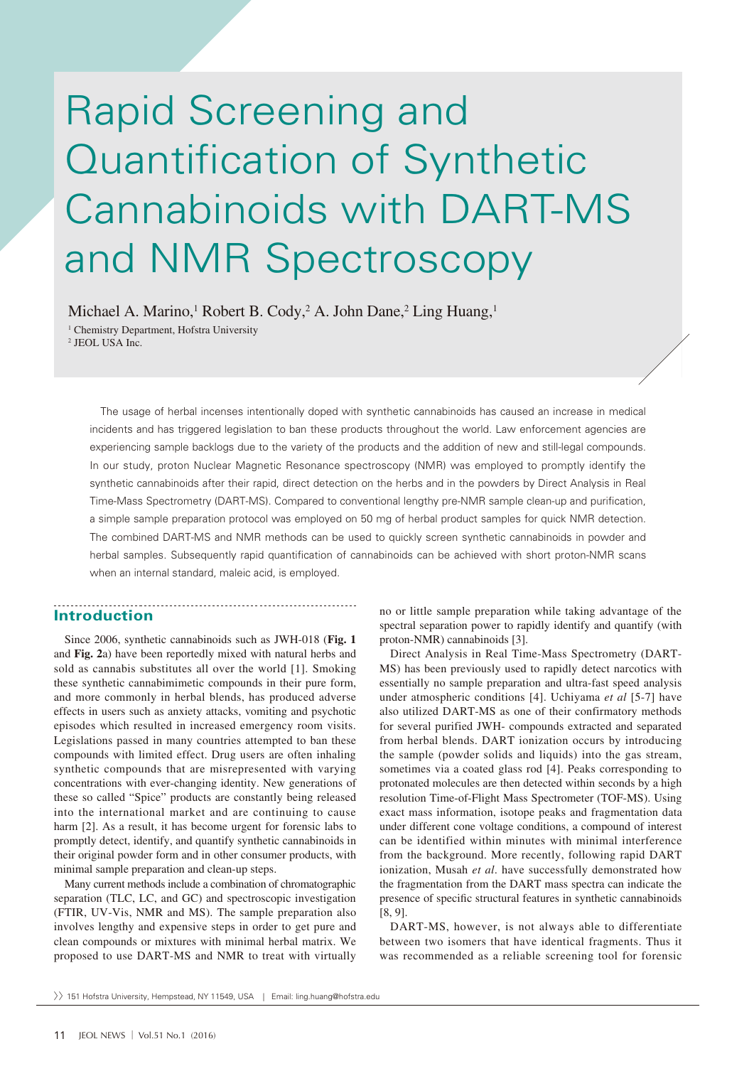# Rapid Screening and Quantification of Synthetic Cannabinoids with DART-MS and NMR Spectroscopy

Michael A. Marino,[1] Robert B. Cody,[2] A. John Dane,[2] Ling Huang,[1]

[1] Chemistry Department, Hofstra University
[2] JEOL USA Inc.

The usage of herbal incenses intentionally doped with synthetic cannabinoids has caused an increase in medical incidents and has triggered legislation to ban these products throughout the world. Law enforcement agencies are experiencing sample backlogs due to the variety of the products and the addition of new and still-legal compounds. In our study, proton Nuclear Magnetic Resonance spectroscopy (NMR) was employed to promptly identify the synthetic cannabinoids after their rapid, direct detection on the herbs and in the powders by Direct Analysis in Real Time-Mass Spectrometry (DART-MS). Compared to conventional lengthy pre-NMR sample clean-up and purification, a simple sample preparation protocol was employed on 50 mg of herbal product samples for quick NMR detection. The combined DART-MS and NMR methods can be used to quickly screen synthetic cannabinoids in powder and herbal samples. Subsequently rapid quantification of cannabinoids can be achieved with short proton-NMR scans when an internal standard, maleic acid, is employed.

## Introduction

Since 2006, synthetic cannabinoids such as JWH-018 (**Fig. 1** and **Fig. 2**a) have been reportedly mixed with natural herbs and sold as cannabis substitutes all over the world [1]. Smoking these synthetic cannabimimetic compounds in their pure form, and more commonly in herbal blends, has produced adverse effects in users such as anxiety attacks, vomiting and psychotic episodes which resulted in increased emergency room visits. Legislations passed in many countries attempted to ban these compounds with limited effect. Drug users are often inhaling synthetic compounds that are misrepresented with varying concentrations with ever-changing identity. New generations of these so called "Spice" products are constantly being released into the international market and are continuing to cause harm [2]. As a result, it has become urgent for forensic labs to promptly detect, identify, and quantify synthetic cannabinoids in their original powder form and in other consumer products, with minimal sample preparation and clean-up steps.

Many current methods include a combination of chromatographic separation (TLC, LC, and GC) and spectroscopic investigation (FTIR, UV-Vis, NMR and MS). The sample preparation also involves lengthy and expensive steps in order to get pure and clean compounds or mixtures with minimal herbal matrix. We proposed to use DART-MS and NMR to treat with virtually no or little sample preparation while taking advantage of the spectral separation power to rapidly identify and quantify (with proton-NMR) cannabinoids [3].

Direct Analysis in Real Time-Mass Spectrometry (DART-MS) has been previously used to rapidly detect narcotics with essentially no sample preparation and ultra-fast speed analysis under atmospheric conditions [4]. Uchiyama *et al* [5-7] have also utilized DART-MS as one of their confirmatory methods for several purified JWH- compounds extracted and separated from herbal blends. DART ionization occurs by introducing the sample (powder solids and liquids) into the gas stream, sometimes via a coated glass rod [4]. Peaks corresponding to protonated molecules are then detected within seconds by a high resolution Time-of-Flight Mass Spectrometer (TOF-MS). Using exact mass information, isotope peaks and fragmentation data under different cone voltage conditions, a compound of interest can be identified within minutes with minimal interference from the background. More recently, following rapid DART ionization, Musah *et al*. have successfully demonstrated how the fragmentation from the DART mass spectra can indicate the presence of specific structural features in synthetic cannabinoids [8, 9].

DART-MS, however, is not always able to differentiate between two isomers that have identical fragments. Thus it was recommended as a reliable screening tool for forensic

151 Hofstra University, Hempstead, NY 11549, USA | Email: ling.huang@hofstra.edu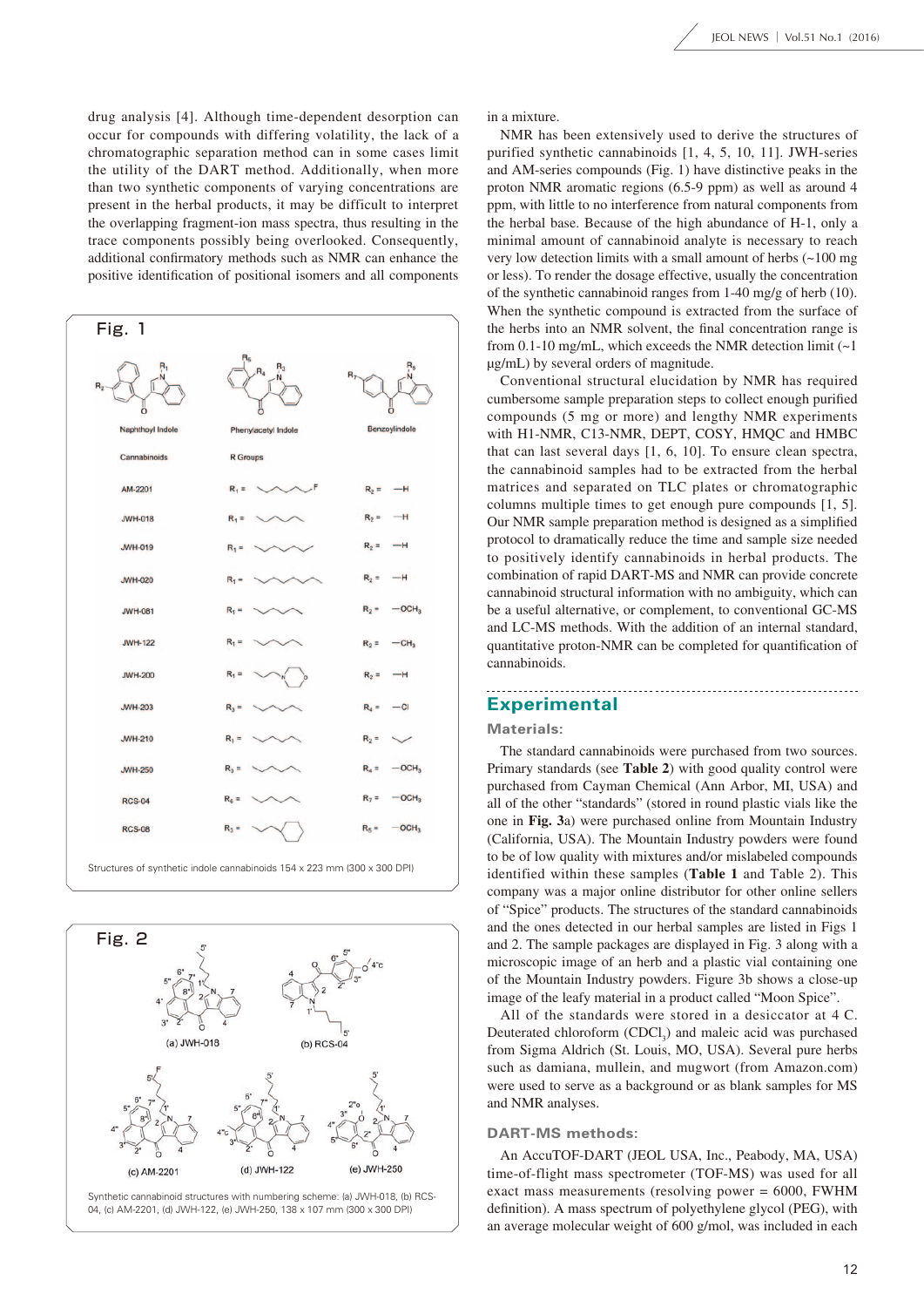drug analysis [4]. Although time-dependent desorption can occur for compounds with differing volatility, the lack of a chromatographic separation method can in some cases limit the utility of the DART method. Additionally, when more than two synthetic components of varying concentrations are present in the herbal products, it may be difficult to interpret the overlapping fragment-ion mass spectra, thus resulting in the trace components possibly being overlooked. Consequently, additional confirmatory methods such as NMR can enhance the positive identification of positional isomers and all components in a mixture.

Fig. 1

Structures of synthetic indole cannabinoids 154 x 223 mm (300 x 300 DPI)

Fig. 2

Synthetic cannabinoid structures with numbering scheme: (a) JWH-018, (b) RCS-04, (c) AM-2201, (d) JWH-122, (e) JWH-250, 138 x 107 mm (300 x 300 DPI)

NMR has been extensively used to derive the structures of purified synthetic cannabinoids [1, 4, 5, 10, 11]. JWH-series and AM-series compounds (Fig. 1) have distinctive peaks in the proton NMR aromatic regions (6.5-9 ppm) as well as around 4 ppm, with little to no interference from natural components from the herbal base. Because of the high abundance of H-1, only a minimal amount of cannabinoid analyte is necessary to reach very low detection limits with a small amount of herbs (~100 mg or less). To render the dosage effective, usually the concentration of the synthetic cannabinoid ranges from 1-40 mg/g of herb (10). When the synthetic compound is extracted from the surface of the herbs into an NMR solvent, the final concentration range is from 0.1-10 mg/mL, which exceeds the NMR detection limit (~1 µg/mL) by several orders of magnitude.

Conventional structural elucidation by NMR has required cumbersome sample preparation steps to collect enough purified compounds (5 mg or more) and lengthy NMR experiments with H1-NMR, C13-NMR, DEPT, COSY, HMQC and HMBC that can last several days [1, 6, 10]. To ensure clean spectra, the cannabinoid samples had to be extracted from the herbal matrices and separated on TLC plates or chromatographic columns multiple times to get enough pure compounds [1, 5]. Our NMR sample preparation method is designed as a simplified protocol to dramatically reduce the time and sample size needed to positively identify cannabinoids in herbal products. The combination of rapid DART-MS and NMR can provide concrete cannabinoid structural information with no ambiguity, which can be a useful alternative, or complement, to conventional GC-MS and LC-MS methods. With the addition of an internal standard, quantitative proton-NMR can be completed for quantification of cannabinoids.

## Experimental

### Materials:

The standard cannabinoids were purchased from two sources. Primary standards (see **Table 2**) with good quality control were purchased from Cayman Chemical (Ann Arbor, MI, USA) and all of the other "standards" (stored in round plastic vials like the one in **Fig. 3**a) were purchased online from Mountain Industry (California, USA). The Mountain Industry powders were found to be of low quality with mixtures and/or mislabeled compounds identified within these samples (**Table 1** and Table 2). This company was a major online distributor for other online sellers of "Spice" products. The structures of the standard cannabinoids and the ones detected in our herbal samples are listed in Figs 1 and 2. The sample packages are displayed in Fig. 3 along with a microscopic image of an herb and a plastic vial containing one of the Mountain Industry powders. Figure 3b shows a close-up image of the leafy material in a product called "Moon Spice".

All of the standards were stored in a desiccator at 4 C. Deuterated chloroform ($CDCl_3$) and maleic acid was purchased from Sigma Aldrich (St. Louis, MO, USA). Several pure herbs such as damiana, mullein, and mugwort (from Amazon.com) were used to serve as a background or as blank samples for MS and NMR analyses.

### DART-MS methods:

An AccuTOF-DART (JEOL USA, Inc., Peabody, MA, USA) time-of-flight mass spectrometer (TOF-MS) was used for all exact mass measurements (resolving power = 6000, FWHM definition). A mass spectrum of polyethylene glycol (PEG), with an average molecular weight of 600 g/mol, was included in each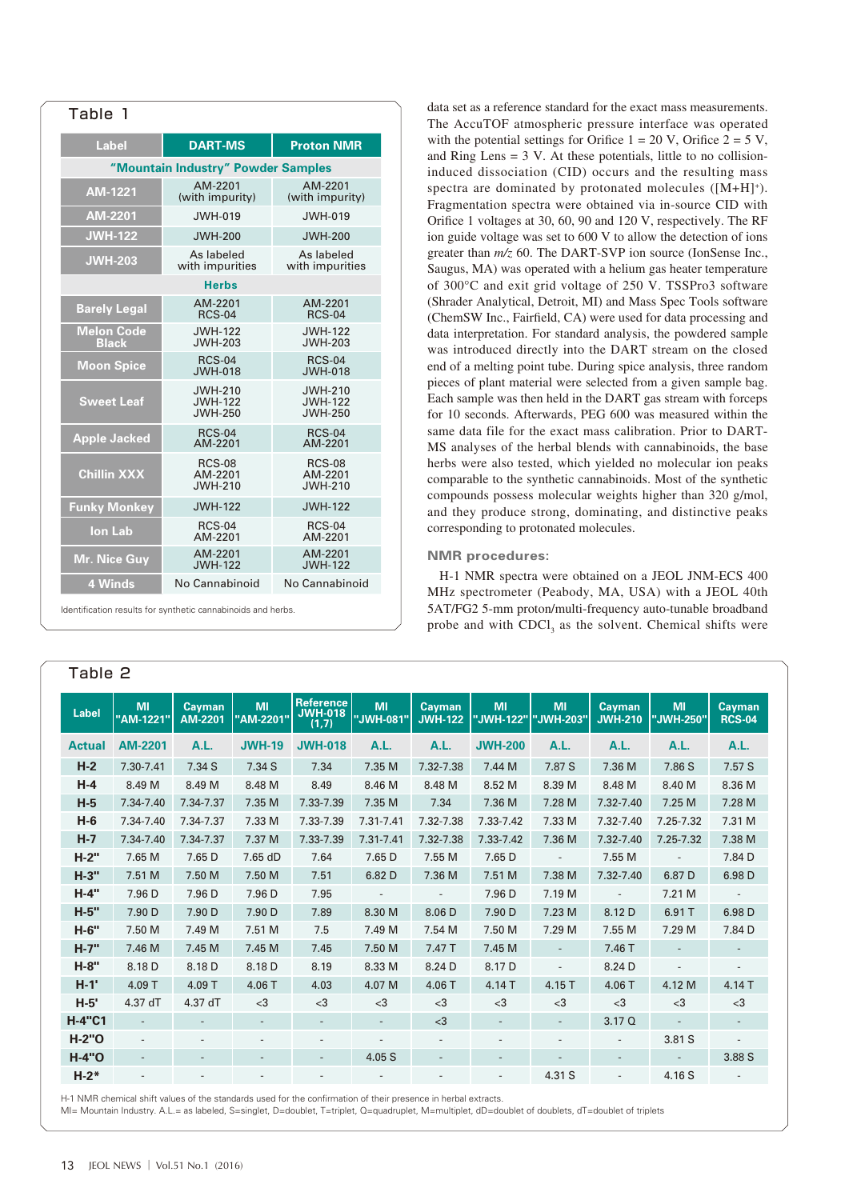## Table 1

| Label | DART-MS | Proton NMR |
|---|---|---|
| **"Mountain Industry" Powder Samples** | | |
| AM-1221 | AM-2201 (with impurity) | AM-2201 (with impurity) |
| AM-2201 | JWH-019 | JWH-019 |
| JWH-122 | JWH-200 | JWH-200 |
| JWH-203 | As labeled with impurities | As labeled with impurities |
| **Herbs** | | |
| Barely Legal | AM-2201 RCS-04 | AM-2201 RCS-04 |
| Melon Code Black | JWH-122 JWH-203 | JWH-122 JWH-203 |
| Moon Spice | RCS-04 JWH-018 | RCS-04 JWH-018 |
| Sweet Leaf | JWH-210 JWH-122 JWH-250 | JWH-210 JWH-122 JWH-250 |
| Apple Jacked | RCS-04 AM-2201 | RCS-04 AM-2201 |
| Chillin XXX | RCS-08 AM-2201 JWH-210 | RCS-08 AM-2201 JWH-210 |
| Funky Monkey | JWH-122 | JWH-122 |
| Ion Lab | RCS-04 AM-2201 | RCS-04 AM-2201 |
| Mr. Nice Guy | AM-2201 JWH-122 | AM-2201 JWH-122 |
| 4 Winds | No Cannabinoid | No Cannabinoid |

Identification results for synthetic cannabinoids and herbs.

data set as a reference standard for the exact mass measurements. The AccuTOF atmospheric pressure interface was operated with the potential settings for Orifice 1 = 20 V, Orifice 2 = 5 V, and Ring Lens = 3 V. At these potentials, little to no collision-induced dissociation (CID) occurs and the resulting mass spectra are dominated by protonated molecules ($[M+H]^+$). Fragmentation spectra were obtained via in-source CID with Orifice 1 voltages at 30, 60, 90 and 120 V, respectively. The RF ion guide voltage was set to 600 V to allow the detection of ions greater than *m/z* 60. The DART-SVP ion source (IonSense Inc., Saugus, MA) was operated with a helium gas heater temperature of 300°C and exit grid voltage of 250 V. TSSPro3 software (Shrader Analytical, Detroit, MI) and Mass Spec Tools software (ChemSW Inc., Fairfield, CA) were used for data processing and data interpretation. For standard analysis, the powdered sample was introduced directly into the DART stream on the closed end of a melting point tube. During spice analysis, three random pieces of plant material were selected from a given sample bag. Each sample was then held in the DART gas stream with forceps for 10 seconds. Afterwards, PEG 600 was measured within the same data file for the exact mass calibration. Prior to DART-MS analyses of the herbal blends with cannabinoids, the base herbs were also tested, which yielded no molecular ion peaks comparable to the synthetic cannabinoids. Most of the synthetic compounds possess molecular weights higher than 320 g/mol, and they produce strong, dominating, and distinctive peaks corresponding to protonated molecules.

### NMR procedures:

H-1 NMR spectra were obtained on a JEOL JNM-ECS 400 MHz spectrometer (Peabody, MA, USA) with a JEOL 40th 5AT/FG2 5-mm proton/multi-frequency auto-tunable broadband probe and with $CDCl_3$ as the solvent. Chemical shifts were

## Table 2

| Label | MI "AM-1221" | Cayman AM-2201 | MI "AM-2201" | Reference JWH-018 (1,7) | MI "JWH-081" | Cayman JWH-122 | MI "JWH-122" | MI "JWH-203" | Cayman JWH-210 | MI "JWH-250" | Cayman RCS-04 |
|---|---|---|---|---|---|---|---|---|---|---|---|
| **Actual** | **AM-2201** | **A.L.** | **JWH-19** | **JWH-018** | **A.L.** | **A.L.** | **JWH-200** | **A.L.** | **A.L.** | **A.L.** | **A.L.** |
| H-2 | 7.30-7.41 | 7.34 S | 7.34 S | 7.34 | 7.35 M | 7.32-7.38 | 7.44 M | 7.87 S | 7.36 M | 7.86 S | 7.57 S |
| H-4 | 8.49 M | 8.49 M | 8.48 M | 8.49 | 8.46 M | 8.48 M | 8.52 M | 8.39 M | 8.48 M | 8.40 M | 8.36 M |
| H-5 | 7.34-7.40 | 7.34-7.37 | 7.35 M | 7.33-7.39 | 7.35 M | 7.34 | 7.36 M | 7.28 M | 7.32-7.40 | 7.25 M | 7.28 M |
| H-6 | 7.34-7.40 | 7.34-7.37 | 7.33 M | 7.33-7.39 | 7.31-7.41 | 7.32-7.38 | 7.33-7.42 | 7.33 M | 7.32-7.40 | 7.25-7.32 | 7.31 M |
| H-7 | 7.34-7.40 | 7.34-7.37 | 7.37 M | 7.33-7.39 | 7.31-7.41 | 7.32-7.38 | 7.33-7.42 | 7.36 M | 7.32-7.40 | 7.25-7.32 | 7.38 M |
| H-2" | 7.65 M | 7.65 D | 7.65 dD | 7.64 | 7.65 D | 7.55 M | 7.65 D | - | 7.55 M | - | 7.84 D |
| H-3" | 7.51 M | 7.50 M | 7.50 M | 7.51 | 6.82 D | 7.36 M | 7.51 M | 7.38 M | 7.32-7.40 | 6.87 D | 6.98 D |
| H-4" | 7.96 D | 7.96 D | 7.96 D | 7.95 | - | - | 7.96 D | 7.19 M | - | 7.21 M | - |
| H-5" | 7.90 D | 7.90 D | 7.90 D | 7.89 | 8.30 M | 8.06 D | 7.90 D | 7.23 M | 8.12 D | 6.91 T | 6.98 D |
| H-6" | 7.50 M | 7.49 M | 7.51 M | 7.5 | 7.49 M | 7.54 M | 7.50 M | 7.29 M | 7.55 M | 7.29 M | 7.84 D |
| H-7" | 7.46 M | 7.45 M | 7.45 M | 7.45 | 7.50 M | 7.47 T | 7.45 M | - | 7.46 T | - | - |
| H-8" | 8.18 D | 8.18 D | 8.18 D | 8.19 | 8.33 M | 8.24 D | 8.17 D | - | 8.24 D | - | - |
| H-1' | 4.09 T | 4.09 T | 4.06 T | 4.03 | 4.07 M | 4.06 T | 4.14 T | 4.15 T | 4.06 T | 4.12 M | 4.14 T |
| H-5' | 4.37 dT | 4.37 dT | <3 | <3 | <3 | <3 | <3 | <3 | <3 | <3 | <3 |
| H-4"C1 | - | - | - | - | - | <3 | - | - | 3.17 Q | - | - |
| H-2"O | - | - | - | - | - | - | - | - | - | 3.81 S | - |
| H-4"O | - | - | - | - | 4.05 S | - | - | - | - | - | 3.88 S |
| H-2* | - | - | - | - | - | - | - | 4.31 S | - | 4.16 S | - |

H-1 NMR chemical shift values of the standards used for the confirmation of their presence in herbal extracts.
MI= Mountain Industry. A.L.= as labeled, S=singlet, D=doublet, T=triplet, Q=quadruplet, M=multiplet, dD=doublet of doublets, dT=doublet of triplets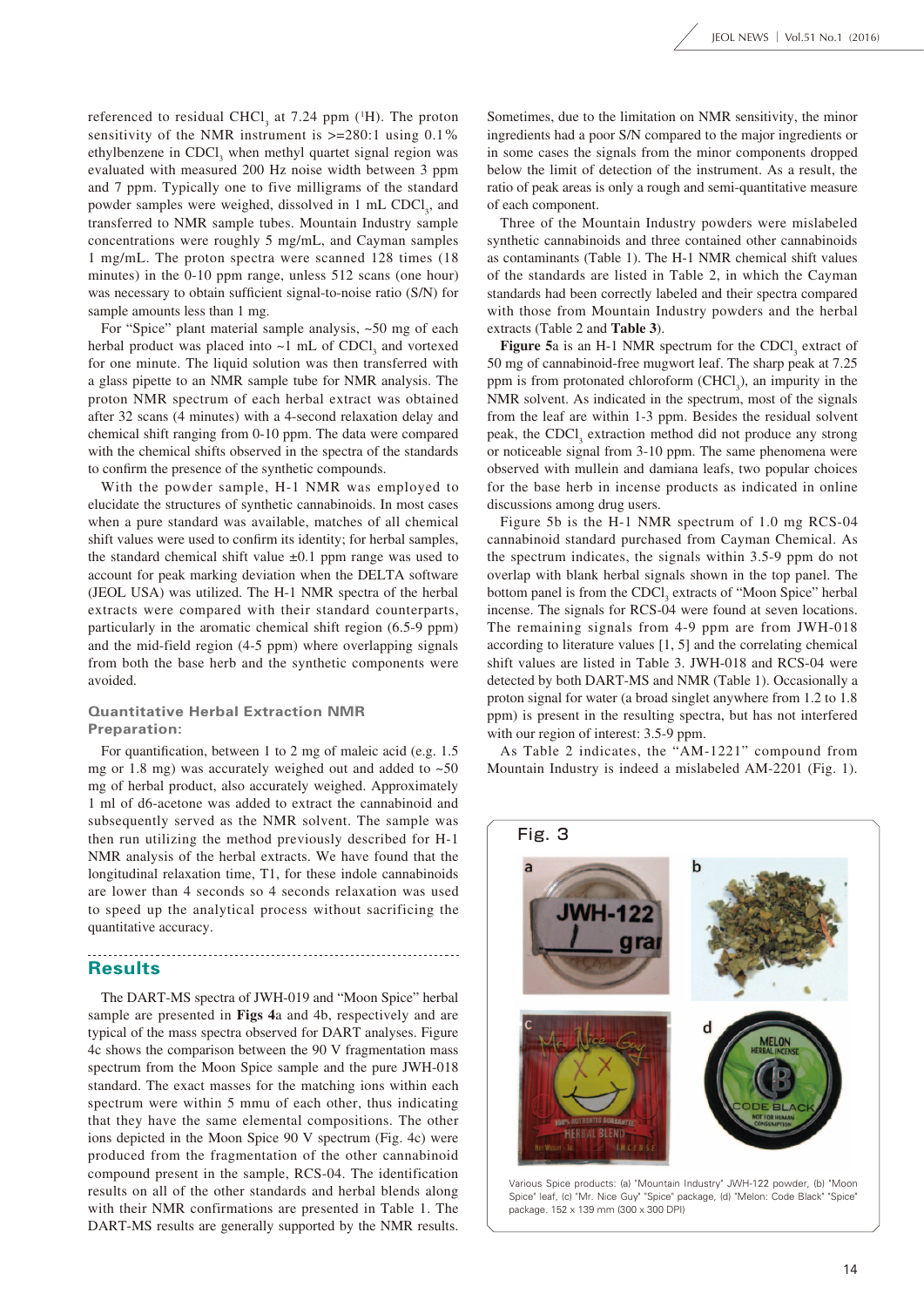referenced to residual $CHCl_3$ at 7.24 ppm ($^1$H). The proton sensitivity of the NMR instrument is >=280:1 using 0.1% ethylbenzene in $CDCl_3$ when methyl quartet signal region was evaluated with measured 200 Hz noise width between 3 ppm and 7 ppm. Typically one to five milligrams of the standard powder samples were weighed, dissolved in 1 mL $CDCl_3$, and transferred to NMR sample tubes. Mountain Industry sample concentrations were roughly 5 mg/mL, and Cayman samples 1 mg/mL. The proton spectra were scanned 128 times (18 minutes) in the 0-10 ppm range, unless 512 scans (one hour) was necessary to obtain sufficient signal-to-noise ratio (S/N) for sample amounts less than 1 mg.

For "Spice" plant material sample analysis, ~50 mg of each herbal product was placed into ~1 mL of $CDCl_3$ and vortexed for one minute. The liquid solution was then transferred with a glass pipette to an NMR sample tube for NMR analysis. The proton NMR spectrum of each herbal extract was obtained after 32 scans (4 minutes) with a 4-second relaxation delay and chemical shift ranging from 0-10 ppm. The data were compared with the chemical shifts observed in the spectra of the standards to confirm the presence of the synthetic compounds.

With the powder sample, H-1 NMR was employed to elucidate the structures of synthetic cannabinoids. In most cases when a pure standard was available, matches of all chemical shift values were used to confirm its identity; for herbal samples, the standard chemical shift value ±0.1 ppm range was used to account for peak marking deviation when the DELTA software (JEOL USA) was utilized. The H-1 NMR spectra of the herbal extracts were compared with their standard counterparts, particularly in the aromatic chemical shift region (6.5-9 ppm) and the mid-field region (4-5 ppm) where overlapping signals from both the base herb and the synthetic components were avoided.

### Quantitative Herbal Extraction NMR Preparation:

For quantification, between 1 to 2 mg of maleic acid (e.g. 1.5 mg or 1.8 mg) was accurately weighed out and added to ~50 mg of herbal product, also accurately weighed. Approximately 1 ml of d6-acetone was added to extract the cannabinoid and subsequently served as the NMR solvent. The sample was then run utilizing the method previously described for H-1 NMR analysis of the herbal extracts. We have found that the longitudinal relaxation time, T1, for these indole cannabinoids are lower than 4 seconds so 4 seconds relaxation was used to speed up the analytical process without sacrificing the quantitative accuracy.

## Results

The DART-MS spectra of JWH-019 and "Moon Spice" herbal sample are presented in **Figs 4**a and 4b, respectively and are typical of the mass spectra observed for DART analyses. Figure 4c shows the comparison between the 90 V fragmentation mass spectrum from the Moon Spice sample and the pure JWH-018 standard. The exact masses for the matching ions within each spectrum were within 5 mmu of each other, thus indicating that they have the same elemental compositions. The other ions depicted in the Moon Spice 90 V spectrum (Fig. 4c) were produced from the fragmentation of the other cannabinoid compound present in the sample, RCS-04. The identification results on all of the other standards and herbal blends along with their NMR confirmations are presented in Table 1. The DART-MS results are generally supported by the NMR results. Sometimes, due to the limitation on NMR sensitivity, the minor ingredients had a poor S/N compared to the major ingredients or in some cases the signals from the minor components dropped below the limit of detection of the instrument. As a result, the ratio of peak areas is only a rough and semi-quantitative measure of each component.

Three of the Mountain Industry powders were mislabeled synthetic cannabinoids and three contained other cannabinoids as contaminants (Table 1). The H-1 NMR chemical shift values of the standards are listed in Table 2, in which the Cayman standards had been correctly labeled and their spectra compared with those from Mountain Industry powders and the herbal extracts (Table 2 and **Table 3**).

**Figure 5**a is an H-1 NMR spectrum for the $CDCl_3$ extract of 50 mg of cannabinoid-free mugwort leaf. The sharp peak at 7.25 ppm is from protonated chloroform ($CHCl_3$), an impurity in the NMR solvent. As indicated in the spectrum, most of the signals from the leaf are within 1-3 ppm. Besides the residual solvent peak, the $CDCl_3$ extraction method did not produce any strong or noticeable signal from 3-10 ppm. The same phenomena were observed with mullein and damiana leafs, two popular choices for the base herb in incense products as indicated in online discussions among drug users.

Figure 5b is the H-1 NMR spectrum of 1.0 mg RCS-04 cannabinoid standard purchased from Cayman Chemical. As the spectrum indicates, the signals within 3.5-9 ppm do not overlap with blank herbal signals shown in the top panel. The bottom panel is from the $CDCl_3$ extracts of "Moon Spice" herbal incense. The signals for RCS-04 were found at seven locations. The remaining signals from 4-9 ppm are from JWH-018 according to literature values [1, 5] and the correlating chemical shift values are listed in Table 3. JWH-018 and RCS-04 were detected by both DART-MS and NMR (Table 1). Occasionally a proton signal for water (a broad singlet anywhere from 1.2 to 1.8 ppm) is present in the resulting spectra, but has not interfered with our region of interest: 3.5-9 ppm.

As Table 2 indicates, the "AM-1221" compound from Mountain Industry is indeed a mislabeled AM-2201 (Fig. 1).

Fig. 3

Various Spice products: (a) "Mountain Industry" JWH-122 powder, (b) "Moon Spice" leaf, (c) "Mr. Nice Guy" "Spice" package, (d) "Melon: Code Black" "Spice" package. 152 x 139 mm (300 x 300 DPI)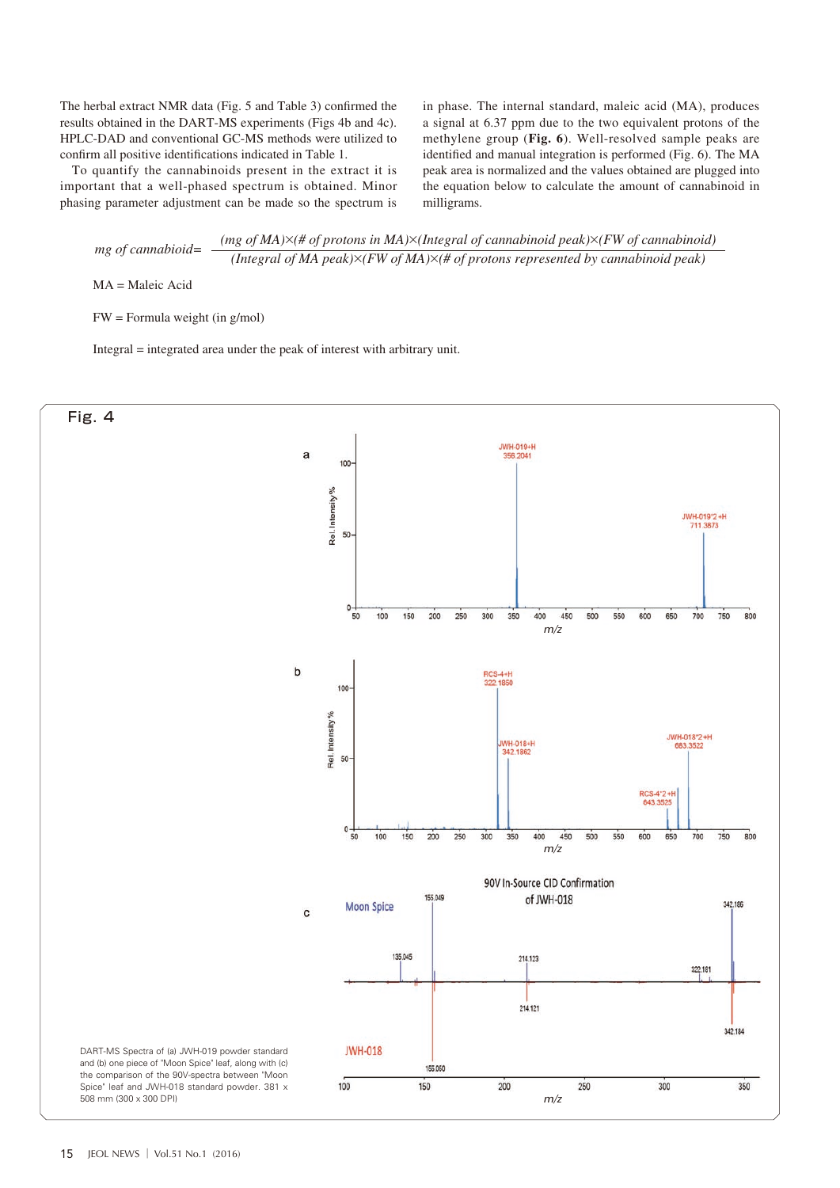The herbal extract NMR data (Fig. 5 and Table 3) confirmed the results obtained in the DART-MS experiments (Figs 4b and 4c). HPLC-DAD and conventional GC-MS methods were utilized to confirm all positive identifications indicated in Table 1.

To quantify the cannabinoids present in the extract it is important that a well-phased spectrum is obtained. Minor phasing parameter adjustment can be made so the spectrum is in phase. The internal standard, maleic acid (MA), produces a signal at 6.37 ppm due to the two equivalent protons of the methylene group (**Fig. 6**). Well-resolved sample peaks are identified and manual integration is performed (Fig. 6). The MA peak area is normalized and the values obtained are plugged into the equation below to calculate the amount of cannabinoid in milligrams.

$$\textit{mg of cannabioid} = \frac{(\textit{mg of MA}) \times (\textit{\# of protons in MA}) \times (\textit{Integral of cannabinoid peak}) \times (\textit{FW of cannabinoid})}{(\textit{Integral of MA peak}) \times (\textit{FW of MA}) \times (\textit{\# of protons represented by cannabinoid peak})}$$

MA = Maleic Acid

FW = Formula weight (in g/mol)

Integral = integrated area under the peak of interest with arbitrary unit.

Fig. 4

DART-MS Spectra of (a) JWH-019 powder standard and (b) one piece of "Moon Spice" leaf, along with (c) the comparison of the 90V-spectra between "Moon Spice" leaf and JWH-018 standard powder. 381 x 508 mm (300 x 300 DPI)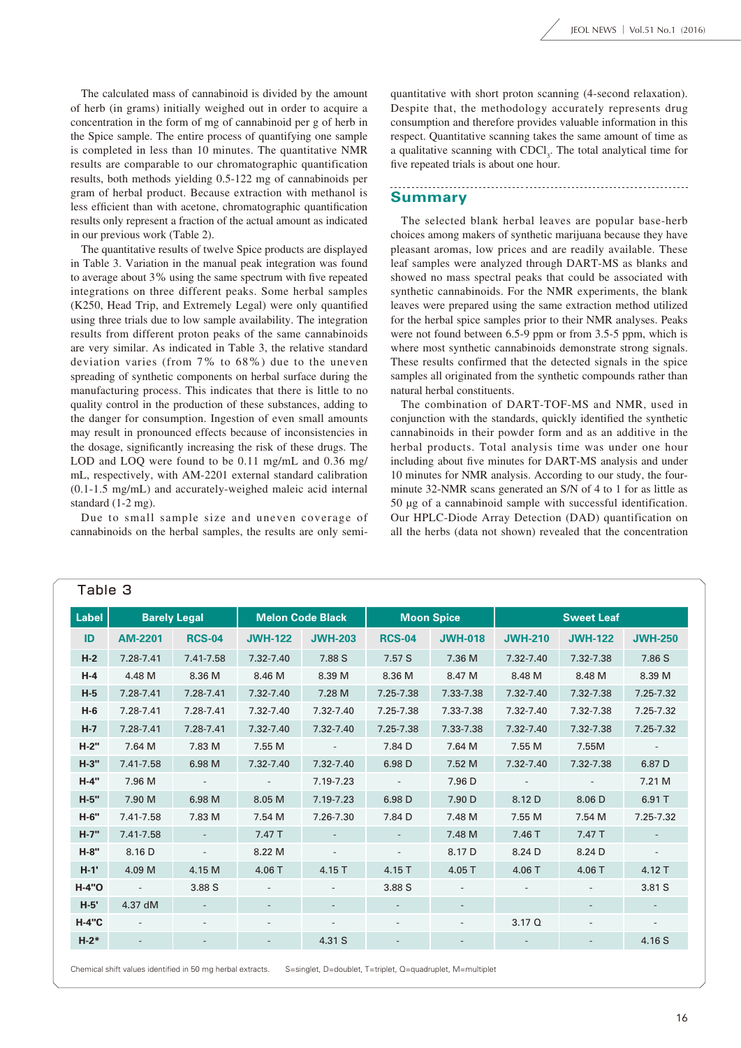The calculated mass of cannabinoid is divided by the amount of herb (in grams) initially weighed out in order to acquire a concentration in the form of mg of cannabinoid per g of herb in the Spice sample. The entire process of quantifying one sample is completed in less than 10 minutes. The quantitative NMR results are comparable to our chromatographic quantification results, both methods yielding 0.5-122 mg of cannabinoids per gram of herbal product. Because extraction with methanol is less efficient than with acetone, chromatographic quantification results only represent a fraction of the actual amount as indicated in our previous work (Table 2).

The quantitative results of twelve Spice products are displayed in Table 3. Variation in the manual peak integration was found to average about 3% using the same spectrum with five repeated integrations on three different peaks. Some herbal samples (K250, Head Trip, and Extremely Legal) were only quantified using three trials due to low sample availability. The integration results from different proton peaks of the same cannabinoids are very similar. As indicated in Table 3, the relative standard deviation varies (from 7% to 68%) due to the uneven spreading of synthetic components on herbal surface during the manufacturing process. This indicates that there is little to no quality control in the production of these substances, adding to the danger for consumption. Ingestion of even small amounts may result in pronounced effects because of inconsistencies in the dosage, significantly increasing the risk of these drugs. The LOD and LOQ were found to be 0.11 mg/mL and 0.36 mg/mL, respectively, with AM-2201 external standard calibration (0.1-1.5 mg/mL) and accurately-weighed maleic acid internal standard (1-2 mg).

Due to small sample size and uneven coverage of cannabinoids on the herbal samples, the results are only semi-quantitative with short proton scanning (4-second relaxation). Despite that, the methodology accurately represents drug consumption and therefore provides valuable information in this respect. Quantitative scanning takes the same amount of time as a qualitative scanning with $CDCl_3$. The total analytical time for five repeated trials is about one hour.

## Summary

The selected blank herbal leaves are popular base-herb choices among makers of synthetic marijuana because they have pleasant aromas, low prices and are readily available. These leaf samples were analyzed through DART-MS as blanks and showed no mass spectral peaks that could be associated with synthetic cannabinoids. For the NMR experiments, the blank leaves were prepared using the same extraction method utilized for the herbal spice samples prior to their NMR analyses. Peaks were not found between 6.5-9 ppm or from 3.5-5 ppm, which is where most synthetic cannabinoids demonstrate strong signals. These results confirmed that the detected signals in the spice samples all originated from the synthetic compounds rather than natural herbal constituents.

The combination of DART-TOF-MS and NMR, used in conjunction with the standards, quickly identified the synthetic cannabinoids in their powder form and as an additive in the herbal products. Total analysis time was under one hour including about five minutes for DART-MS analysis and under 10 minutes for NMR analysis. According to our study, the four-minute 32-NMR scans generated an S/N of 4 to 1 for as little as 50 μg of a cannabinoid sample with successful identification. Our HPLC-Diode Array Detection (DAD) quantification on all the herbs (data not shown) revealed that the concentration

Table 3

| Label | Barely Legal | | Melon Code Black | | Moon Spice | | Sweet Leaf | | |
|---|---|---|---|---|---|---|---|---|---|
| ID | AM-2201 | RCS-04 | JWH-122 | JWH-203 | RCS-04 | JWH-018 | JWH-210 | JWH-122 | JWH-250 |
| H-2 | 7.28-7.41 | 7.41-7.58 | 7.32-7.40 | 7.88 S | 7.57 S | 7.36 M | 7.32-7.40 | 7.32-7.38 | 7.86 S |
| H-4 | 4.48 M | 8.36 M | 8.46 M | 8.39 M | 8.36 M | 8.47 M | 8.48 M | 8.48 M | 8.39 M |
| H-5 | 7.28-7.41 | 7.28-7.41 | 7.32-7.40 | 7.28 M | 7.25-7.38 | 7.33-7.38 | 7.32-7.40 | 7.32-7.38 | 7.25-7.32 |
| H-6 | 7.28-7.41 | 7.28-7.41 | 7.32-7.40 | 7.32-7.40 | 7.25-7.38 | 7.33-7.38 | 7.32-7.40 | 7.32-7.38 | 7.25-7.32 |
| H-7 | 7.28-7.41 | 7.28-7.41 | 7.32-7.40 | 7.32-7.40 | 7.25-7.38 | 7.33-7.38 | 7.32-7.40 | 7.32-7.38 | 7.25-7.32 |
| H-2" | 7.64 M | 7.83 M | 7.55 M | - | 7.84 D | 7.64 M | 7.55 M | 7.55M | - |
| H-3" | 7.41-7.58 | 6.98 M | 7.32-7.40 | 7.32-7.40 | 6.98 D | 7.52 M | 7.32-7.40 | 7.32-7.38 | 6.87 D |
| H-4" | 7.96 M | - | - | 7.19-7.23 | - | 7.96 D | - | - | 7.21 M |
| H-5" | 7.90 M | 6.98 M | 8.05 M | 7.19-7.23 | 6.98 D | 7.90 D | 8.12 D | 8.06 D | 6.91 T |
| H-6" | 7.41-7.58 | 7.83 M | 7.54 M | 7.26-7.30 | 7.84 D | 7.48 M | 7.55 M | 7.54 M | 7.25-7.32 |
| H-7" | 7.41-7.58 | - | 7.47 T | - | - | 7.48 M | 7.46 T | 7.47 T | - |
| H-8" | 8.16 D | - | 8.22 M | - | - | 8.17 D | 8.24 D | 8.24 D | - |
| H-1' | 4.09 M | 4.15 M | 4.06 T | 4.15 T | 4.15 T | 4.05 T | 4.06 T | 4.06 T | 4.12 T |
| H-4"O | - | 3.88 S | - | - | 3.88 S | - | - | - | 3.81 S |
| H-5' | 4.37 dM | - | - | - | - | - | | - | - |
| H-4"C | - | - | - | - | - | - | 3.17 Q | - | - |
| H-2* | - | - | - | 4.31 S | - | - | - | - | 4.16 S |

Chemical shift values identified in 50 mg herbal extracts. S=singlet, D=doublet, T=triplet, Q=quadruplet, M=multiplet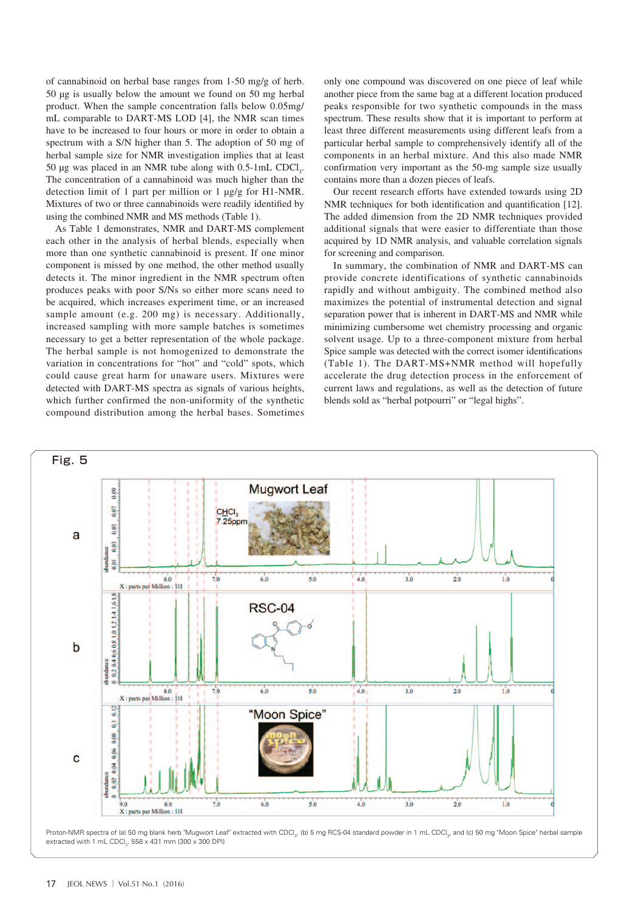of cannabinoid on herbal base ranges from 1-50 mg/g of herb. 50 µg is usually below the amount we found on 50 mg herbal product. When the sample concentration falls below 0.05mg/mL comparable to DART-MS LOD [4], the NMR scan times have to be increased to four hours or more in order to obtain a spectrum with a S/N higher than 5. The adoption of 50 mg of herbal sample size for NMR investigation implies that at least 50 µg was placed in an NMR tube along with 0.5-1mL $CDCl_3$. The concentration of a cannabinoid was much higher than the detection limit of 1 part per million or 1 µg/g for H1-NMR. Mixtures of two or three cannabinoids were readily identified by using the combined NMR and MS methods (Table 1).

As Table 1 demonstrates, NMR and DART-MS complement each other in the analysis of herbal blends, especially when more than one synthetic cannabinoid is present. If one minor component is missed by one method, the other method usually detects it. The minor ingredient in the NMR spectrum often produces peaks with poor S/Ns so either more scans need to be acquired, which increases experiment time, or an increased sample amount (e.g. 200 mg) is necessary. Additionally, increased sampling with more sample batches is sometimes necessary to get a better representation of the whole package. The herbal sample is not homogenized to demonstrate the variation in concentrations for "hot" and "cold" spots, which could cause great harm for unaware users. Mixtures were detected with DART-MS spectra as signals of various heights, which further confirmed the non-uniformity of the synthetic compound distribution among the herbal bases. Sometimes only one compound was discovered on one piece of leaf while another piece from the same bag at a different location produced peaks responsible for two synthetic compounds in the mass spectrum. These results show that it is important to perform at least three different measurements using different leafs from a particular herbal sample to comprehensively identify all of the components in an herbal mixture. And this also made NMR confirmation very important as the 50-mg sample size usually contains more than a dozen pieces of leafs.

Our recent research efforts have extended towards using 2D NMR techniques for both identification and quantification [12]. The added dimension from the 2D NMR techniques provided additional signals that were easier to differentiate than those acquired by 1D NMR analysis, and valuable correlation signals for screening and comparison.

In summary, the combination of NMR and DART-MS can provide concrete identifications of synthetic cannabinoids rapidly and without ambiguity. The combined method also maximizes the potential of instrumental detection and signal separation power that is inherent in DART-MS and NMR while minimizing cumbersome wet chemistry processing and organic solvent usage. Up to a three-component mixture from herbal Spice sample was detected with the correct isomer identifications (Table 1). The DART-MS+NMR method will hopefully accelerate the drug detection process in the enforcement of current laws and regulations, as well as the detection of future blends sold as "herbal potpourri" or "legal highs".

Fig. 5

Proton-NMR spectra of (a) 50 mg blank herb "Mugwort Leaf" extracted with $CDCl_3$, (b) 5 mg RCS-04 standard powder in 1 mL $CDCl_3$, and (c) 50 mg "Moon Spice" herbal sample extracted with 1 mL $CDCl_3$. 558 x 431 mm (300 x 300 DPI)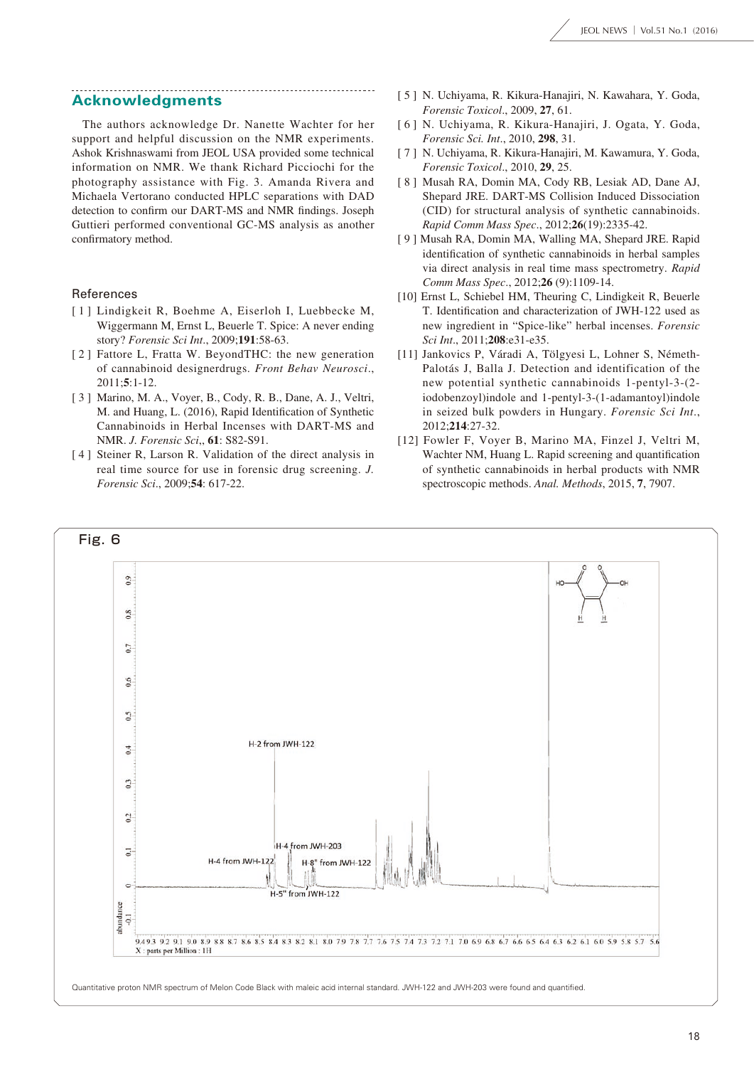## Acknowledgments

The authors acknowledge Dr. Nanette Wachter for her support and helpful discussion on the NMR experiments. Ashok Krishnaswami from JEOL USA provided some technical information on NMR. We thank Richard Picciochi for the photography assistance with Fig. 3. Amanda Rivera and Michaela Vertorano conducted HPLC separations with DAD detection to confirm our DART-MS and NMR findings. Joseph Guttieri performed conventional GC-MS analysis as another confirmatory method.

### References

[1] Lindigkeit R, Boehme A, Eiserloh I, Luebbecke M, Wiggermann M, Ernst L, Beuerle T. Spice: A never ending story? *Forensic Sci Int*., 2009;**191**:58-63.

[2] Fattore L, Fratta W. BeyondTHC: the new generation of cannabinoid designerdrugs. *Front Behav Neurosci*., 2011;**5**:1-12.

[3] Marino, M. A., Voyer, B., Cody, R. B., Dane, A. J., Veltri, M. and Huang, L. (2016), Rapid Identification of Synthetic Cannabinoids in Herbal Incenses with DART-MS and NMR. *J. Forensic Sci*,, **61**: S82-S91.

[4] Steiner R, Larson R. Validation of the direct analysis in real time source for use in forensic drug screening. *J. Forensic Sci*., 2009;**54**: 617-22.

[5] N. Uchiyama, R. Kikura-Hanajiri, N. Kawahara, Y. Goda, *Forensic Toxicol*., 2009, **27**, 61.

[6] N. Uchiyama, R. Kikura-Hanajiri, J. Ogata, Y. Goda, *Forensic Sci. Int*., 2010, **298**, 31.

[7] N. Uchiyama, R. Kikura-Hanajiri, M. Kawamura, Y. Goda, *Forensic Toxicol*., 2010, **29**, 25.

[8] Musah RA, Domin MA, Cody RB, Lesiak AD, Dane AJ, Shepard JRE. DART-MS Collision Induced Dissociation (CID) for structural analysis of synthetic cannabinoids. *Rapid Comm Mass Spec*., 2012;**26**(19):2335-42.

[9] Musah RA, Domin MA, Walling MA, Shepard JRE. Rapid identification of synthetic cannabinoids in herbal samples via direct analysis in real time mass spectrometry. *Rapid Comm Mass Spec*., 2012;**26** (9):1109-14.

[10] Ernst L, Schiebel HM, Theuring C, Lindigkeit R, Beuerle T. Identification and characterization of JWH-122 used as new ingredient in "Spice-like" herbal incenses. *Forensic Sci Int*., 2011;**208**:e31-e35.

[11] Jankovics P, Váradi A, Tölgyesi L, Lohner S, Németh-Palotás J, Balla J. Detection and identification of the new potential synthetic cannabinoids 1-pentyl-3-(2-iodobenzoyl)indole and 1-pentyl-3-(1-adamantoyl)indole in seized bulk powders in Hungary. *Forensic Sci Int*., 2012;**214**:27-32.

[12] Fowler F, Voyer B, Marino MA, Finzel J, Veltri M, Wachter NM, Huang L. Rapid screening and quantification of synthetic cannabinoids in herbal products with NMR spectroscopic methods. *Anal. Methods*, 2015, **7**, 7907.

Fig. 6

H-2 from JWH-122
H-4 from JWH-203
H-4 from JWH-122
H-8" from JWH-122
H-5" from JWH-122
abundance
X : parts per Million : 1H

Quantitative proton NMR spectrum of Melon Code Black with maleic acid internal standard. JWH-122 and JWH-203 were found and quantified.